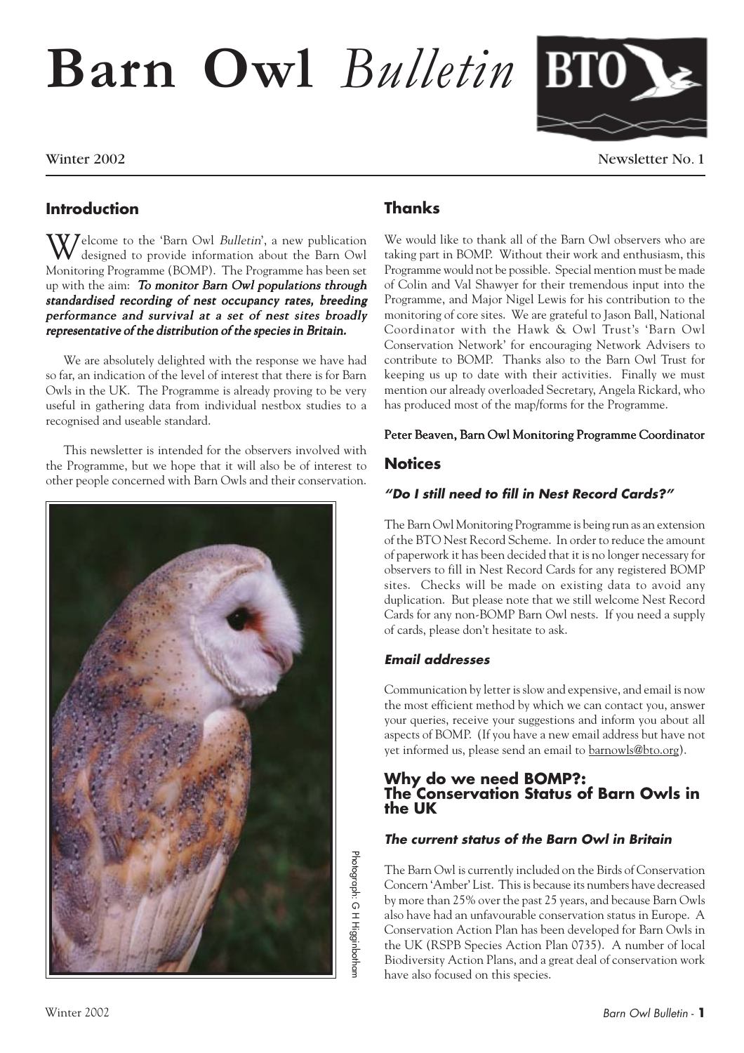# Barn Owl *Bulletin*

Winter 2002

Newsletter No. 1

## Introduction

Welcome to the 'Barn Owl *Bulletin*', a new publication designed to provide information about the Barn Owl Monitoring Programme (BOMP). The Programme has been set up with the aim: ***To monitor Barn Owl populations through standardised recording of nest occupancy rates, breeding performance and survival at a set of nest sites broadly representative of the distribution of the species in Britain.***

We are absolutely delighted with the response we have had so far, an indication of the level of interest that there is for Barn Owls in the UK. The Programme is already proving to be very useful in gathering data from individual nestbox studies to a recognised and useable standard.

This newsletter is intended for the observers involved with the Programme, but we hope that it will also be of interest to other people concerned with Barn Owls and their conservation.

Photograph: G H Higginbotham

## Thanks

We would like to thank all of the Barn Owl observers who are taking part in BOMP. Without their work and enthusiasm, this Programme would not be possible. Special mention must be made of Colin and Val Shawyer for their tremendous input into the Programme, and Major Nigel Lewis for his contribution to the monitoring of core sites. We are grateful to Jason Ball, National Coordinator with the Hawk & Owl Trust's 'Barn Owl Conservation Network' for encouraging Network Advisers to contribute to BOMP. Thanks also to the Barn Owl Trust for keeping us up to date with their activities. Finally we must mention our already overloaded Secretary, Angela Rickard, who has produced most of the map/forms for the Programme.

**Peter Beaven, Barn Owl Monitoring Programme Coordinator**

## Notices

### *"Do I still need to fill in Nest Record Cards?"*

The Barn Owl Monitoring Programme is being run as an extension of the BTO Nest Record Scheme. In order to reduce the amount of paperwork it has been decided that it is no longer necessary for observers to fill in Nest Record Cards for any registered BOMP sites. Checks will be made on existing data to avoid any duplication. But please note that we still welcome Nest Record Cards for any non-BOMP Barn Owl nests. If you need a supply of cards, please don't hesitate to ask.

### *Email addresses*

Communication by letter is slow and expensive, and email is now the most efficient method by which we can contact you, answer your queries, receive your suggestions and inform you about all aspects of BOMP. (If you have a new email address but have not yet informed us, please send an email to barnowls@bto.org).

## Why do we need BOMP?: The Conservation Status of Barn Owls in the UK

### *The current status of the Barn Owl in Britain*

The Barn Owl is currently included on the Birds of Conservation Concern 'Amber' List. This is because its numbers have decreased by more than 25% over the past 25 years, and because Barn Owls also have had an unfavourable conservation status in Europe. A Conservation Action Plan has been developed for Barn Owls in the UK (RSPB Species Action Plan 0735). A number of local Biodiversity Action Plans, and a great deal of conservation work have also focused on this species.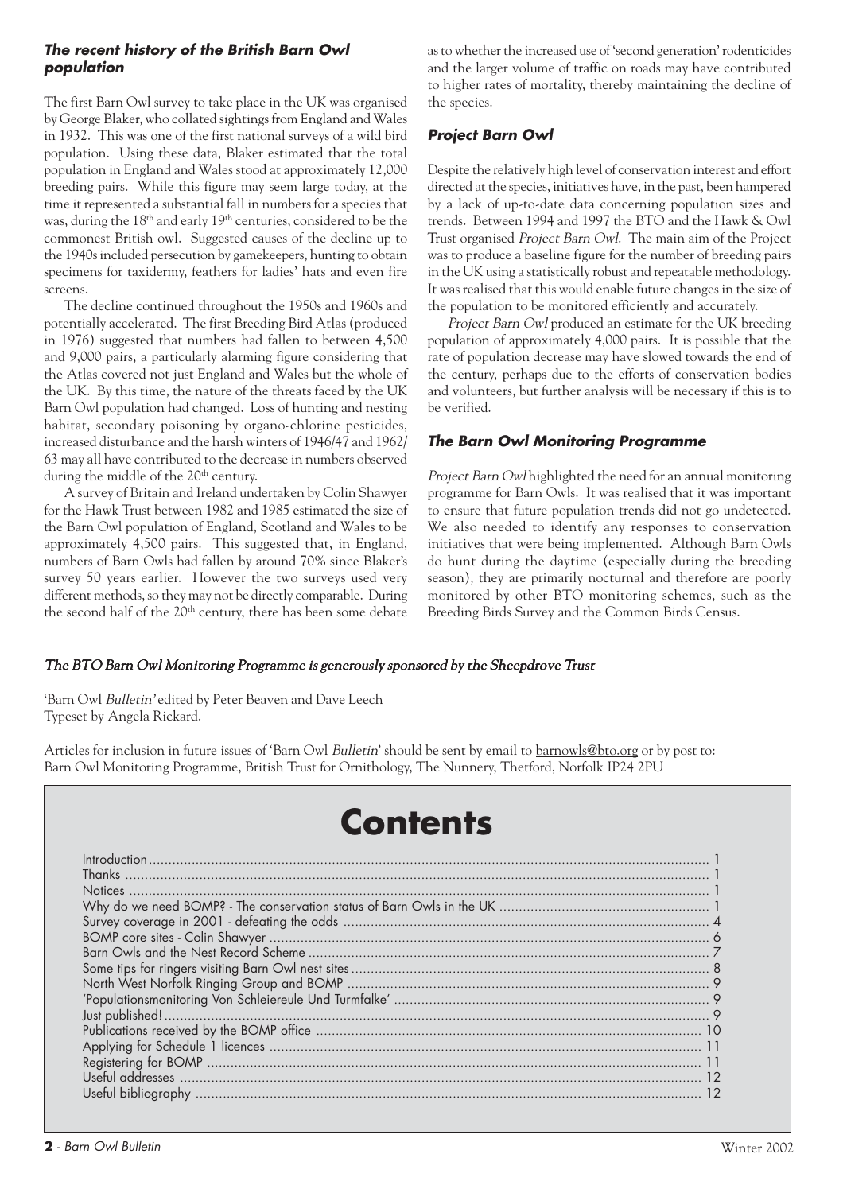### *The recent history of the British Barn Owl population*

The first Barn Owl survey to take place in the UK was organised by George Blaker, who collated sightings from England and Wales in 1932. This was one of the first national surveys of a wild bird population. Using these data, Blaker estimated that the total population in England and Wales stood at approximately 12,000 breeding pairs. While this figure may seem large today, at the time it represented a substantial fall in numbers for a species that was, during the 18th and early 19th centuries, considered to be the commonest British owl. Suggested causes of the decline up to the 1940s included persecution by gamekeepers, hunting to obtain specimens for taxidermy, feathers for ladies' hats and even fire screens.

The decline continued throughout the 1950s and 1960s and potentially accelerated. The first Breeding Bird Atlas (produced in 1976) suggested that numbers had fallen to between 4,500 and 9,000 pairs, a particularly alarming figure considering that the Atlas covered not just England and Wales but the whole of the UK. By this time, the nature of the threats faced by the UK Barn Owl population had changed. Loss of hunting and nesting habitat, secondary poisoning by organo-chlorine pesticides, increased disturbance and the harsh winters of 1946/47 and 1962/63 may all have contributed to the decrease in numbers observed during the middle of the 20th century.

A survey of Britain and Ireland undertaken by Colin Shawyer for the Hawk Trust between 1982 and 1985 estimated the size of the Barn Owl population of England, Scotland and Wales to be approximately 4,500 pairs. This suggested that, in England, numbers of Barn Owls had fallen by around 70% since Blaker's survey 50 years earlier. However the two surveys used very different methods, so they may not be directly comparable. During the second half of the 20th century, there has been some debate as to whether the increased use of 'second generation' rodenticides and the larger volume of traffic on roads may have contributed to higher rates of mortality, thereby maintaining the decline of the species.

### *Project Barn Owl*

Despite the relatively high level of conservation interest and effort directed at the species, initiatives have, in the past, been hampered by a lack of up-to-date data concerning population sizes and trends. Between 1994 and 1997 the BTO and the Hawk & Owl Trust organised *Project Barn Owl*. The main aim of the Project was to produce a baseline figure for the number of breeding pairs in the UK using a statistically robust and repeatable methodology. It was realised that this would enable future changes in the size of the population to be monitored efficiently and accurately.

*Project Barn Owl* produced an estimate for the UK breeding population of approximately 4,000 pairs. It is possible that the rate of population decrease may have slowed towards the end of the century, perhaps due to the efforts of conservation bodies and volunteers, but further analysis will be necessary if this is to be verified.

### *The Barn Owl Monitoring Programme*

*Project Barn Owl* highlighted the need for an annual monitoring programme for Barn Owls. It was realised that it was important to ensure that future population trends did not go undetected. We also needed to identify any responses to conservation initiatives that were being implemented. Although Barn Owls do hunt during the daytime (especially during the breeding season), they are primarily nocturnal and therefore are poorly monitored by other BTO monitoring schemes, such as the Breeding Birds Survey and the Common Birds Census.

---

*The BTO Barn Owl Monitoring Programme is generously sponsored by the Sheepdrove Trust*

'Barn Owl *Bulletin*' edited by Peter Beaven and Dave Leech
Typeset by Angela Rickard.

Articles for inclusion in future issues of 'Barn Owl *Bulletin*' should be sent by email to barnowls@bto.org or by post to: Barn Owl Monitoring Programme, British Trust for Ornithology, The Nunnery, Thetford, Norfolk IP24 2PU

# Contents

Introduction ..... 1
Thanks ..... 1
Notices ..... 1
Why do we need BOMP? - The conservation status of Barn Owls in the UK ..... 1
Survey coverage in 2001 - defeating the odds ..... 4
BOMP core sites - Colin Shawyer ..... 6
Barn Owls and the Nest Record Scheme ..... 7
Some tips for ringers visiting Barn Owl nest sites ..... 8
North West Norfolk Ringing Group and BOMP ..... 9
'Populationsmonitoring Von Schleiereule Und Turmfalke' ..... 9
Just published! ..... 9
Publications received by the BOMP office ..... 10
Applying for Schedule 1 licences ..... 11
Registering for BOMP ..... 11
Useful addresses ..... 12
Useful bibliography ..... 12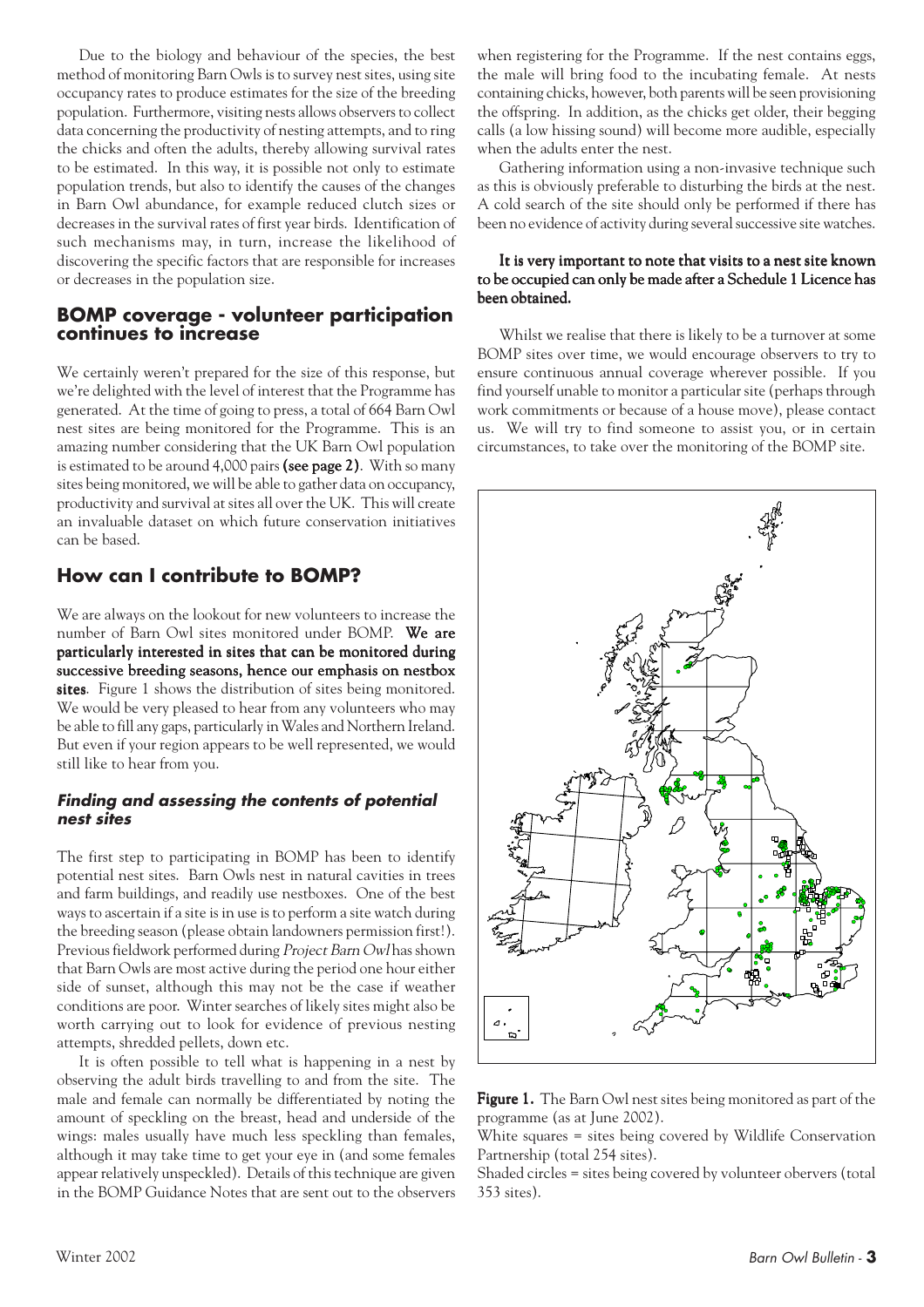Due to the biology and behaviour of the species, the best method of monitoring Barn Owls is to survey nest sites, using site occupancy rates to produce estimates for the size of the breeding population. Furthermore, visiting nests allows observers to collect data concerning the productivity of nesting attempts, and to ring the chicks and often the adults, thereby allowing survival rates to be estimated. In this way, it is possible not only to estimate population trends, but also to identify the causes of the changes in Barn Owl abundance, for example reduced clutch sizes or decreases in the survival rates of first year birds. Identification of such mechanisms may, in turn, increase the likelihood of discovering the specific factors that are responsible for increases or decreases in the population size.

## BOMP coverage - volunteer participation continues to increase

We certainly weren't prepared for the size of this response, but we're delighted with the level of interest that the Programme has generated. At the time of going to press, a total of 664 Barn Owl nest sites are being monitored for the Programme. This is an amazing number considering that the UK Barn Owl population is estimated to be around 4,000 pairs **(see page 2)**. With so many sites being monitored, we will be able to gather data on occupancy, productivity and survival at sites all over the UK. This will create an invaluable dataset on which future conservation initiatives can be based.

## How can I contribute to BOMP?

We are always on the lookout for new volunteers to increase the number of Barn Owl sites monitored under BOMP. **We are particularly interested in sites that can be monitored during successive breeding seasons, hence our emphasis on nestbox sites**. Figure 1 shows the distribution of sites being monitored. We would be very pleased to hear from any volunteers who may be able to fill any gaps, particularly in Wales and Northern Ireland. But even if your region appears to be well represented, we would still like to hear from you.

### *Finding and assessing the contents of potential nest sites*

The first step to participating in BOMP has been to identify potential nest sites. Barn Owls nest in natural cavities in trees and farm buildings, and readily use nestboxes. One of the best ways to ascertain if a site is in use is to perform a site watch during the breeding season (please obtain landowners permission first!). Previous fieldwork performed during *Project Barn Owl* has shown that Barn Owls are most active during the period one hour either side of sunset, although this may not be the case if weather conditions are poor. Winter searches of likely sites might also be worth carrying out to look for evidence of previous nesting attempts, shredded pellets, down etc.

It is often possible to tell what is happening in a nest by observing the adult birds travelling to and from the site. The male and female can normally be differentiated by noting the amount of speckling on the breast, head and underside of the wings: males usually have much less speckling than females, although it may take time to get your eye in (and some females appear relatively unspeckled). Details of this technique are given in the BOMP Guidance Notes that are sent out to the observers when registering for the Programme. If the nest contains eggs, the male will bring food to the incubating female. At nests containing chicks, however, both parents will be seen provisioning the offspring. In addition, as the chicks get older, their begging calls (a low hissing sound) will become more audible, especially when the adults enter the nest.

Gathering information using a non-invasive technique such as this is obviously preferable to disturbing the birds at the nest. A cold search of the site should only be performed if there has been no evidence of activity during several successive site watches.

**It is very important to note that visits to a nest site known to be occupied can only be made after a Schedule 1 Licence has been obtained.**

Whilst we realise that there is likely to be a turnover at some BOMP sites over time, we would encourage observers to try to ensure continuous annual coverage wherever possible. If you find yourself unable to monitor a particular site (perhaps through work commitments or because of a house move), please contact us. We will try to find someone to assist you, or in certain circumstances, to take over the monitoring of the BOMP site.

**Figure 1.** The Barn Owl nest sites being monitored as part of the programme (as at June 2002).

White squares = sites being covered by Wildlife Conservation Partnership (total 254 sites).

Shaded circles = sites being covered by volunteer obervers (total 353 sites).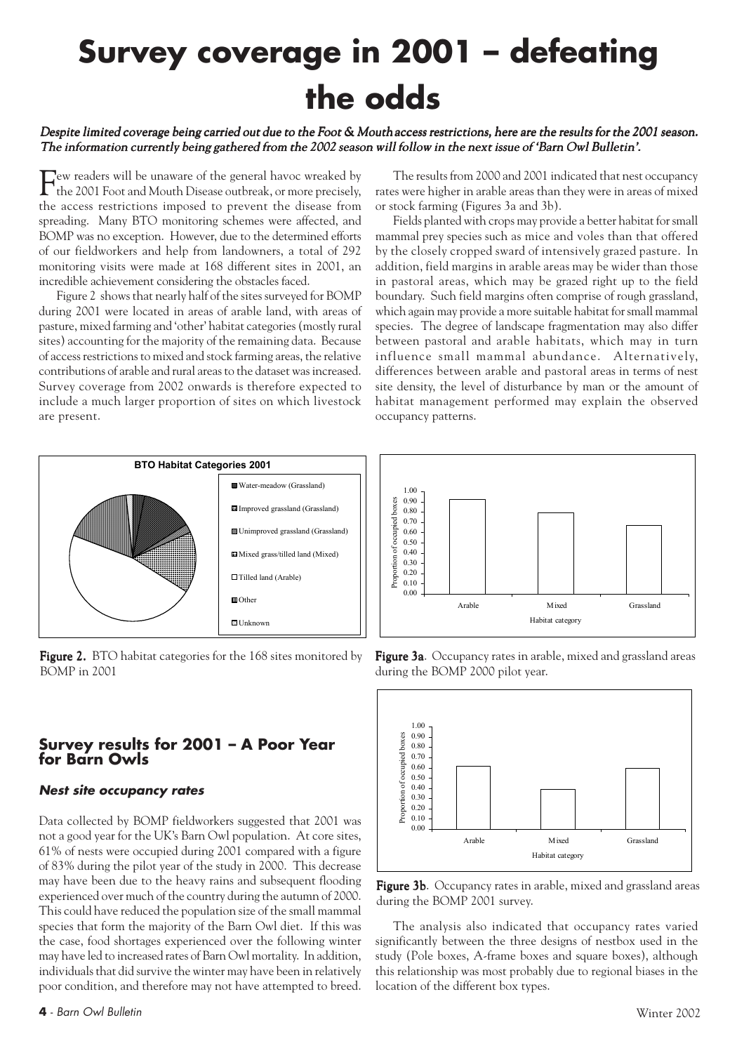# Survey coverage in 2001 – defeating the odds

*Despite limited coverage being carried out due to the Foot & Mouth access restrictions, here are the results for the 2001 season. The information currently being gathered from the 2002 season will follow in the next issue of 'Barn Owl Bulletin'.*

Few readers will be unaware of the general havoc wreaked by the 2001 Foot and Mouth Disease outbreak, or more precisely, the access restrictions imposed to prevent the disease from spreading. Many BTO monitoring schemes were affected, and BOMP was no exception. However, due to the determined efforts of our fieldworkers and help from landowners, a total of 292 monitoring visits were made at 168 different sites in 2001, an incredible achievement considering the obstacles faced.

Figure 2 shows that nearly half of the sites surveyed for BOMP during 2001 were located in areas of arable land, with areas of pasture, mixed farming and 'other' habitat categories (mostly rural sites) accounting for the majority of the remaining data. Because of access restrictions to mixed and stock farming areas, the relative contributions of arable and rural areas to the dataset was increased. Survey coverage from 2002 onwards is therefore expected to include a much larger proportion of sites on which livestock are present.

The results from 2000 and 2001 indicated that nest occupancy rates were higher in arable areas than they were in areas of mixed or stock farming (Figures 3a and 3b).

Fields planted with crops may provide a better habitat for small mammal prey species such as mice and voles than that offered by the closely cropped sward of intensively grazed pasture. In addition, field margins in arable areas may be wider than those in pastoral areas, which may be grazed right up to the field boundary. Such field margins often comprise of rough grassland, which again may provide a more suitable habitat for small mammal species. The degree of landscape fragmentation may also differ between pastoral and arable habitats, which may in turn influence small mammal abundance. Alternatively, differences between arable and pastoral areas in terms of nest site density, the level of disturbance by man or the amount of habitat management performed may explain the observed occupancy patterns.

**BTO Habitat Categories 2001**

- Water-meadow (Grassland)
- Improved grassland (Grassland)
- Unimproved grassland (Grassland)
- Mixed grass/tilled land (Mixed)
- Tilled land (Arable)
- Other
- Unknown

**Figure 2.** BTO habitat categories for the 168 sites monitored by BOMP in 2001

**Figure 3a**. Occupancy rates in arable, mixed and grassland areas during the BOMP 2000 pilot year.

**Figure 3b**. Occupancy rates in arable, mixed and grassland areas during the BOMP 2001 survey.

## Survey results for 2001 – A Poor Year for Barn Owls

### *Nest site occupancy rates*

Data collected by BOMP fieldworkers suggested that 2001 was not a good year for the UK's Barn Owl population. At core sites, 61% of nests were occupied during 2001 compared with a figure of 83% during the pilot year of the study in 2000. This decrease may have been due to the heavy rains and subsequent flooding experienced over much of the country during the autumn of 2000. This could have reduced the population size of the small mammal species that form the majority of the Barn Owl diet. If this was the case, food shortages experienced over the following winter may have led to increased rates of Barn Owl mortality. In addition, individuals that did survive the winter may have been in relatively poor condition, and therefore may not have attempted to breed.

The analysis also indicated that occupancy rates varied significantly between the three designs of nestbox used in the study (Pole boxes, A-frame boxes and square boxes), although this relationship was most probably due to regional biases in the location of the different box types.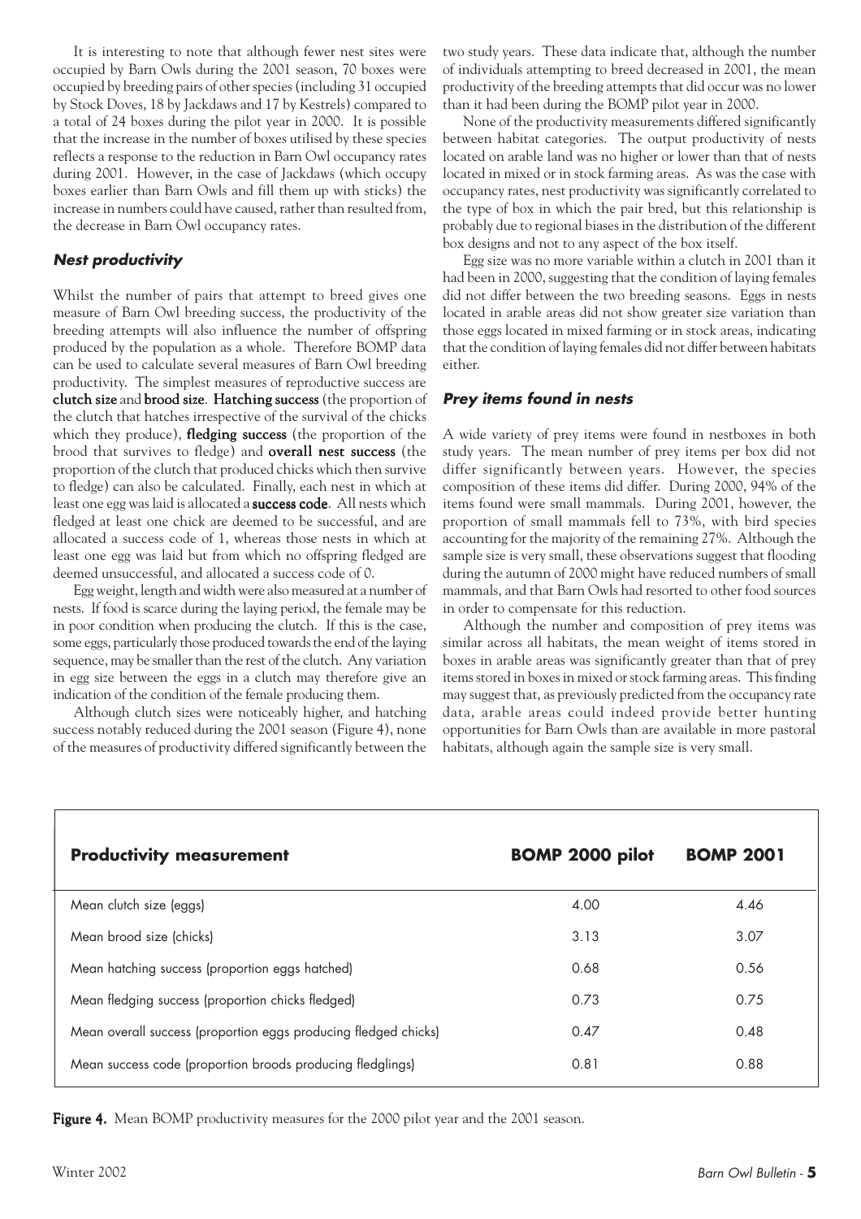It is interesting to note that although fewer nest sites were occupied by Barn Owls during the 2001 season, 70 boxes were occupied by breeding pairs of other species (including 31 occupied by Stock Doves, 18 by Jackdaws and 17 by Kestrels) compared to a total of 24 boxes during the pilot year in 2000. It is possible that the increase in the number of boxes utilised by these species reflects a response to the reduction in Barn Owl occupancy rates during 2001. However, in the case of Jackdaws (which occupy boxes earlier than Barn Owls and fill them up with sticks) the increase in numbers could have caused, rather than resulted from, the decrease in Barn Owl occupancy rates.

### *Nest productivity*

Whilst the number of pairs that attempt to breed gives one measure of Barn Owl breeding success, the productivity of the breeding attempts will also influence the number of offspring produced by the population as a whole. Therefore BOMP data can be used to calculate several measures of Barn Owl breeding productivity. The simplest measures of reproductive success are **clutch size** and **brood size**. **Hatching success** (the proportion of the clutch that hatches irrespective of the survival of the chicks which they produce), **fledging success** (the proportion of the brood that survives to fledge) and **overall nest success** (the proportion of the clutch that produced chicks which then survive to fledge) can also be calculated. Finally, each nest in which at least one egg was laid is allocated a **success code**. All nests which fledged at least one chick are deemed to be successful, and are allocated a success code of 1, whereas those nests in which at least one egg was laid but from which no offspring fledged are deemed unsuccessful, and allocated a success code of 0.

Egg weight, length and width were also measured at a number of nests. If food is scarce during the laying period, the female may be in poor condition when producing the clutch. If this is the case, some eggs, particularly those produced towards the end of the laying sequence, may be smaller than the rest of the clutch. Any variation in egg size between the eggs in a clutch may therefore give an indication of the condition of the female producing them.

Although clutch sizes were noticeably higher, and hatching success notably reduced during the 2001 season (Figure 4), none of the measures of productivity differed significantly between the two study years. These data indicate that, although the number of individuals attempting to breed decreased in 2001, the mean productivity of the breeding attempts that did occur was no lower than it had been during the BOMP pilot year in 2000.

None of the productivity measurements differed significantly between habitat categories. The output productivity of nests located on arable land was no higher or lower than that of nests located in mixed or in stock farming areas. As was the case with occupancy rates, nest productivity was significantly correlated to the type of box in which the pair bred, but this relationship is probably due to regional biases in the distribution of the different box designs and not to any aspect of the box itself.

Egg size was no more variable within a clutch in 2001 than it had been in 2000, suggesting that the condition of laying females did not differ between the two breeding seasons. Eggs in nests located in arable areas did not show greater size variation than those eggs located in mixed farming or in stock areas, indicating that the condition of laying females did not differ between habitats either.

### *Prey items found in nests*

A wide variety of prey items were found in nestboxes in both study years. The mean number of prey items per box did not differ significantly between years. However, the species composition of these items did differ. During 2000, 94% of the items found were small mammals. During 2001, however, the proportion of small mammals fell to 73%, with bird species accounting for the majority of the remaining 27%. Although the sample size is very small, these observations suggest that flooding during the autumn of 2000 might have reduced numbers of small mammals, and that Barn Owls had resorted to other food sources in order to compensate for this reduction.

Although the number and composition of prey items was similar across all habitats, the mean weight of items stored in boxes in arable areas was significantly greater than that of prey items stored in boxes in mixed or stock farming areas. This finding may suggest that, as previously predicted from the occupancy rate data, arable areas could indeed provide better hunting opportunities for Barn Owls than are available in more pastoral habitats, although again the sample size is very small.

| Productivity measurement | BOMP 2000 pilot | BOMP 2001 |
|---|---|---|
| Mean clutch size (eggs) | 4.00 | 4.46 |
| Mean brood size (chicks) | 3.13 | 3.07 |
| Mean hatching success (proportion eggs hatched) | 0.68 | 0.56 |
| Mean fledging success (proportion chicks fledged) | 0.73 | 0.75 |
| Mean overall success (proportion eggs producing fledged chicks) | 0.47 | 0.48 |
| Mean success code (proportion broods producing fledglings) | 0.81 | 0.88 |

**Figure 4.** Mean BOMP productivity measures for the 2000 pilot year and the 2001 season.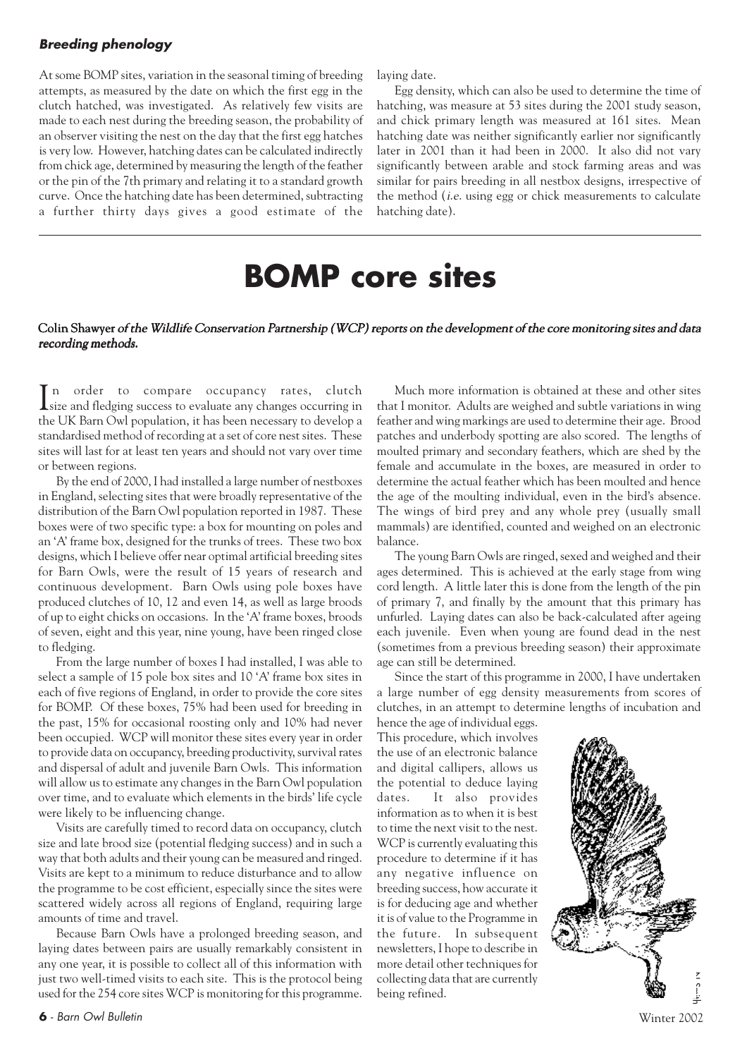### *Breeding phenology*

At some BOMP sites, variation in the seasonal timing of breeding attempts, as measured by the date on which the first egg in the clutch hatched, was investigated. As relatively few visits are made to each nest during the breeding season, the probability of an observer visiting the nest on the day that the first egg hatches is very low. However, hatching dates can be calculated indirectly from chick age, determined by measuring the length of the feather or the pin of the 7th primary and relating it to a standard growth curve. Once the hatching date has been determined, subtracting a further thirty days gives a good estimate of the laying date.

Egg density, which can also be used to determine the time of hatching, was measure at 53 sites during the 2001 study season, and chick primary length was measured at 161 sites. Mean hatching date was neither significantly earlier nor significantly later in 2001 than it had been in 2000. It also did not vary significantly between arable and stock farming areas and was similar for pairs breeding in all nestbox designs, irrespective of the method (*i.e.* using egg or chick measurements to calculate hatching date).

# BOMP core sites

**Colin Shawyer *of the Wildlife Conservation Partnership (WCP) reports on the development of the core monitoring sites and data recording methods.***

In order to compare occupancy rates, clutch size and fledging success to evaluate any changes occurring in the UK Barn Owl population, it has been necessary to develop a standardised method of recording at a set of core nest sites. These sites will last for at least ten years and should not vary over time or between regions.

By the end of 2000, I had installed a large number of nestboxes in England, selecting sites that were broadly representative of the distribution of the Barn Owl population reported in 1987. These boxes were of two specific type: a box for mounting on poles and an 'A' frame box, designed for the trunks of trees. These two box designs, which I believe offer near optimal artificial breeding sites for Barn Owls, were the result of 15 years of research and continuous development. Barn Owls using pole boxes have produced clutches of 10, 12 and even 14, as well as large broods of up to eight chicks on occasions. In the 'A' frame boxes, broods of seven, eight and this year, nine young, have been ringed close to fledging.

From the large number of boxes I had installed, I was able to select a sample of 15 pole box sites and 10 'A' frame box sites in each of five regions of England, in order to provide the core sites for BOMP. Of these boxes, 75% had been used for breeding in the past, 15% for occasional roosting only and 10% had never been occupied. WCP will monitor these sites every year in order to provide data on occupancy, breeding productivity, survival rates and dispersal of adult and juvenile Barn Owls. This information will allow us to estimate any changes in the Barn Owl population over time, and to evaluate which elements in the birds' life cycle were likely to be influencing change.

Visits are carefully timed to record data on occupancy, clutch size and late brood size (potential fledging success) and in such a way that both adults and their young can be measured and ringed. Visits are kept to a minimum to reduce disturbance and to allow the programme to be cost efficient, especially since the sites were scattered widely across all regions of England, requiring large amounts of time and travel.

Because Barn Owls have a prolonged breeding season, and laying dates between pairs are usually remarkably consistent in any one year, it is possible to collect all of this information with just two well-timed visits to each site. This is the protocol being used for the 254 core sites WCP is monitoring for this programme.

Much more information is obtained at these and other sites that I monitor. Adults are weighed and subtle variations in wing feather and wing markings are used to determine their age. Brood patches and underbody spotting are also scored. The lengths of moulted primary and secondary feathers, which are shed by the female and accumulate in the boxes, are measured in order to determine the actual feather which has been moulted and hence the age of the moulting individual, even in the bird's absence. The wings of bird prey and any whole prey (usually small mammals) are identified, counted and weighed on an electronic balance.

The young Barn Owls are ringed, sexed and weighed and their ages determined. This is achieved at the early stage from wing cord length. A little later this is done from the length of the pin of primary 7, and finally by the amount that this primary has unfurled. Laying dates can also be back-calculated after ageing each juvenile. Even when young are found dead in the nest (sometimes from a previous breeding season) their approximate age can still be determined.

Since the start of this programme in 2000, I have undertaken a large number of egg density measurements from scores of clutches, in an attempt to determine lengths of incubation and hence the age of individual eggs. This procedure, which involves the use of an electronic balance and digital callipers, allows us the potential to deduce laying dates. It also provides information as to when it is best to time the next visit to the nest. WCP is currently evaluating this procedure to determine if it has any negative influence on breeding success, how accurate it is for deducing age and whether it is of value to the Programme in the future. In subsequent newsletters, I hope to describe in more detail other techniques for collecting data that are currently being refined.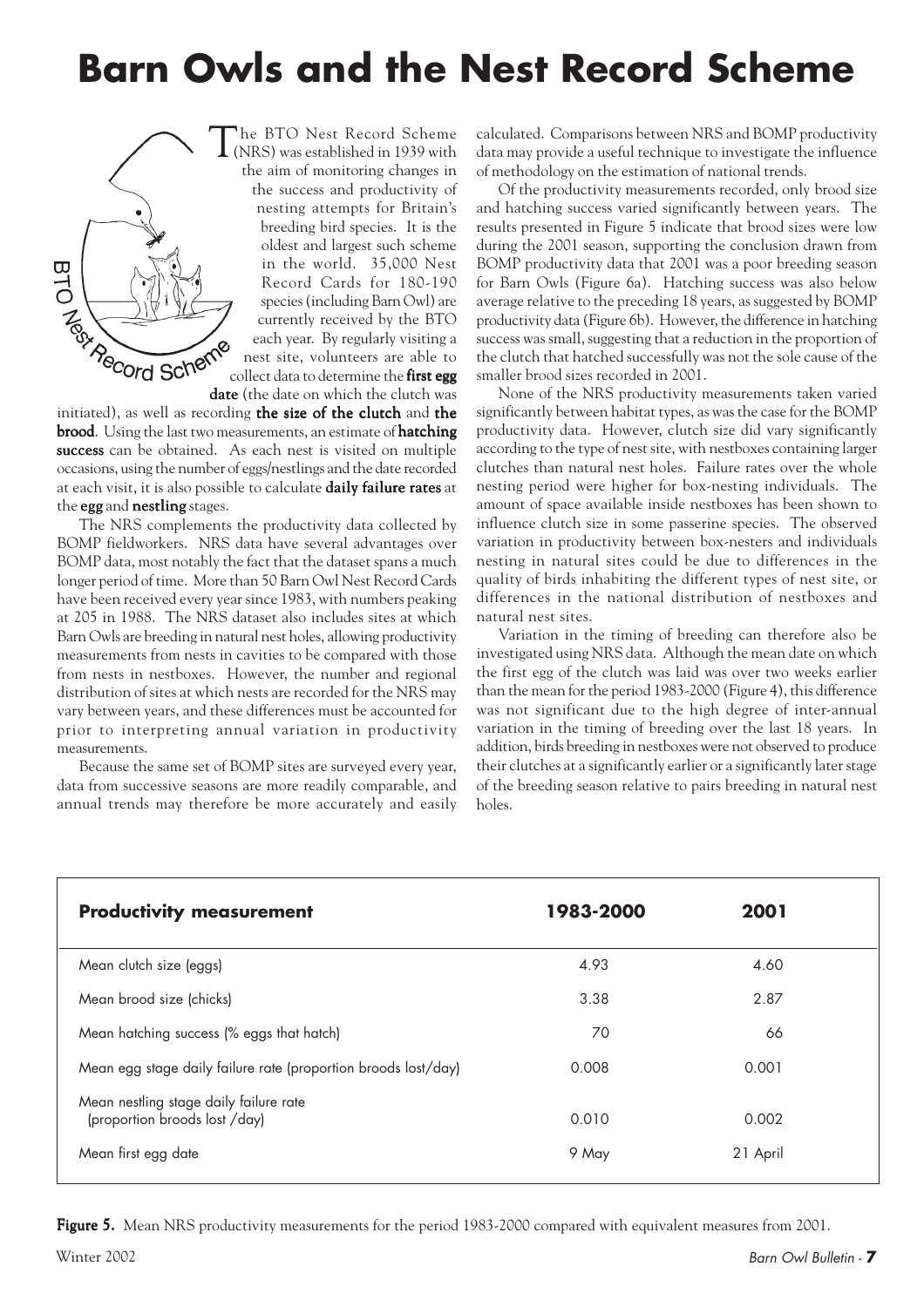# Barn Owls and the Nest Record Scheme

The BTO Nest Record Scheme (NRS) was established in 1939 with the aim of monitoring changes in the success and productivity of nesting attempts for Britain's breeding bird species. It is the oldest and largest such scheme in the world. 35,000 Nest Record Cards for 180-190 species (including Barn Owl) are currently received by the BTO each year. By regularly visiting a nest site, volunteers are able to collect data to determine the **first egg date** (the date on which the clutch was initiated), as well as recording **the size of the clutch** and **the brood**. Using the last two measurements, an estimate of **hatching success** can be obtained. As each nest is visited on multiple occasions, using the number of eggs/nestlings and the date recorded at each visit, it is also possible to calculate **daily failure rates** at the **egg** and **nestling** stages.

The NRS complements the productivity data collected by BOMP fieldworkers. NRS data have several advantages over BOMP data, most notably the fact that the dataset spans a much longer period of time. More than 50 Barn Owl Nest Record Cards have been received every year since 1983, with numbers peaking at 205 in 1988. The NRS dataset also includes sites at which Barn Owls are breeding in natural nest holes, allowing productivity measurements from nests in cavities to be compared with those from nests in nestboxes. However, the number and regional distribution of sites at which nests are recorded for the NRS may vary between years, and these differences must be accounted for prior to interpreting annual variation in productivity measurements.

Because the same set of BOMP sites are surveyed every year, data from successive seasons are more readily comparable, and annual trends may therefore be more accurately and easily calculated. Comparisons between NRS and BOMP productivity data may provide a useful technique to investigate the influence of methodology on the estimation of national trends.

Of the productivity measurements recorded, only brood size and hatching success varied significantly between years. The results presented in Figure 5 indicate that brood sizes were low during the 2001 season, supporting the conclusion drawn from BOMP productivity data that 2001 was a poor breeding season for Barn Owls (Figure 6a). Hatching success was also below average relative to the preceding 18 years, as suggested by BOMP productivity data (Figure 6b). However, the difference in hatching success was small, suggesting that a reduction in the proportion of the clutch that hatched successfully was not the sole cause of the smaller brood sizes recorded in 2001.

None of the NRS productivity measurements taken varied significantly between habitat types, as was the case for the BOMP productivity data. However, clutch size did vary significantly according to the type of nest site, with nestboxes containing larger clutches than natural nest holes. Failure rates over the whole nesting period were higher for box-nesting individuals. The amount of space available inside nestboxes has been shown to influence clutch size in some passerine species. The observed variation in productivity between box-nesters and individuals nesting in natural sites could be due to differences in the quality of birds inhabiting the different types of nest site, or differences in the national distribution of nestboxes and natural nest sites.

Variation in the timing of breeding can therefore also be investigated using NRS data. Although the mean date on which the first egg of the clutch was laid was over two weeks earlier than the mean for the period 1983-2000 (Figure 4), this difference was not significant due to the high degree of inter-annual variation in the timing of breeding over the last 18 years. In addition, birds breeding in nestboxes were not observed to produce their clutches at a significantly earlier or a significantly later stage of the breeding season relative to pairs breeding in natural nest holes.

| Productivity measurement | 1983-2000 | 2001 |
|---|---|---|
| Mean clutch size (eggs) | 4.93 | 4.60 |
| Mean brood size (chicks) | 3.38 | 2.87 |
| Mean hatching success (% eggs that hatch) | 70 | 66 |
| Mean egg stage daily failure rate (proportion broods lost/day) | 0.008 | 0.001 |
| Mean nestling stage daily failure rate (proportion broods lost /day) | 0.010 | 0.002 |
| Mean first egg date | 9 May | 21 April |

**Figure 5.** Mean NRS productivity measurements for the period 1983-2000 compared with equivalent measures from 2001.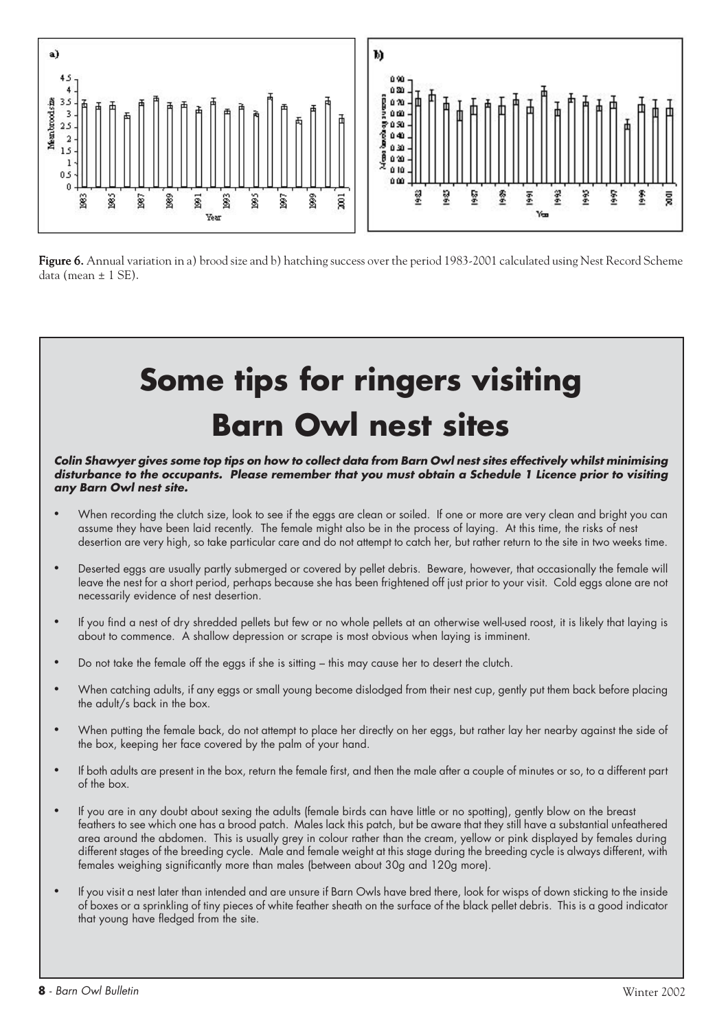**Figure 6.** Annual variation in a) brood size and b) hatching success over the period 1983-2001 calculated using Nest Record Scheme data (mean ± 1 SE).

# Some tips for ringers visiting Barn Owl nest sites

***Colin Shawyer gives some top tips on how to collect data from Barn Owl nest sites effectively whilst minimising disturbance to the occupants. Please remember that you must obtain a Schedule 1 Licence prior to visiting any Barn Owl nest site.***

- When recording the clutch size, look to see if the eggs are clean or soiled. If one or more are very clean and bright you can assume they have been laid recently. The female might also be in the process of laying. At this time, the risks of nest desertion are very high, so take particular care and do not attempt to catch her, but rather return to the site in two weeks time.
- Deserted eggs are usually partly submerged or covered by pellet debris. Beware, however, that occasionally the female will leave the nest for a short period, perhaps because she has been frightened off just prior to your visit. Cold eggs alone are not necessarily evidence of nest desertion.
- If you find a nest of dry shredded pellets but few or no whole pellets at an otherwise well-used roost, it is likely that laying is about to commence. A shallow depression or scrape is most obvious when laying is imminent.
- Do not take the female off the eggs if she is sitting – this may cause her to desert the clutch.
- When catching adults, if any eggs or small young become dislodged from their nest cup, gently put them back before placing the adult/s back in the box.
- When putting the female back, do not attempt to place her directly on her eggs, but rather lay her nearby against the side of the box, keeping her face covered by the palm of your hand.
- If both adults are present in the box, return the female first, and then the male after a couple of minutes or so, to a different part of the box.
- If you are in any doubt about sexing the adults (female birds can have little or no spotting), gently blow on the breast feathers to see which one has a brood patch. Males lack this patch, but be aware that they still have a substantial unfeathered area around the abdomen. This is usually grey in colour rather than the cream, yellow or pink displayed by females during different stages of the breeding cycle. Male and female weight at this stage during the breeding cycle is always different, with females weighing significantly more than males (between about 30g and 120g more).
- If you visit a nest later than intended and are unsure if Barn Owls have bred there, look for wisps of down sticking to the inside of boxes or a sprinkling of tiny pieces of white feather sheath on the surface of the black pellet debris. This is a good indicator that young have fledged from the site.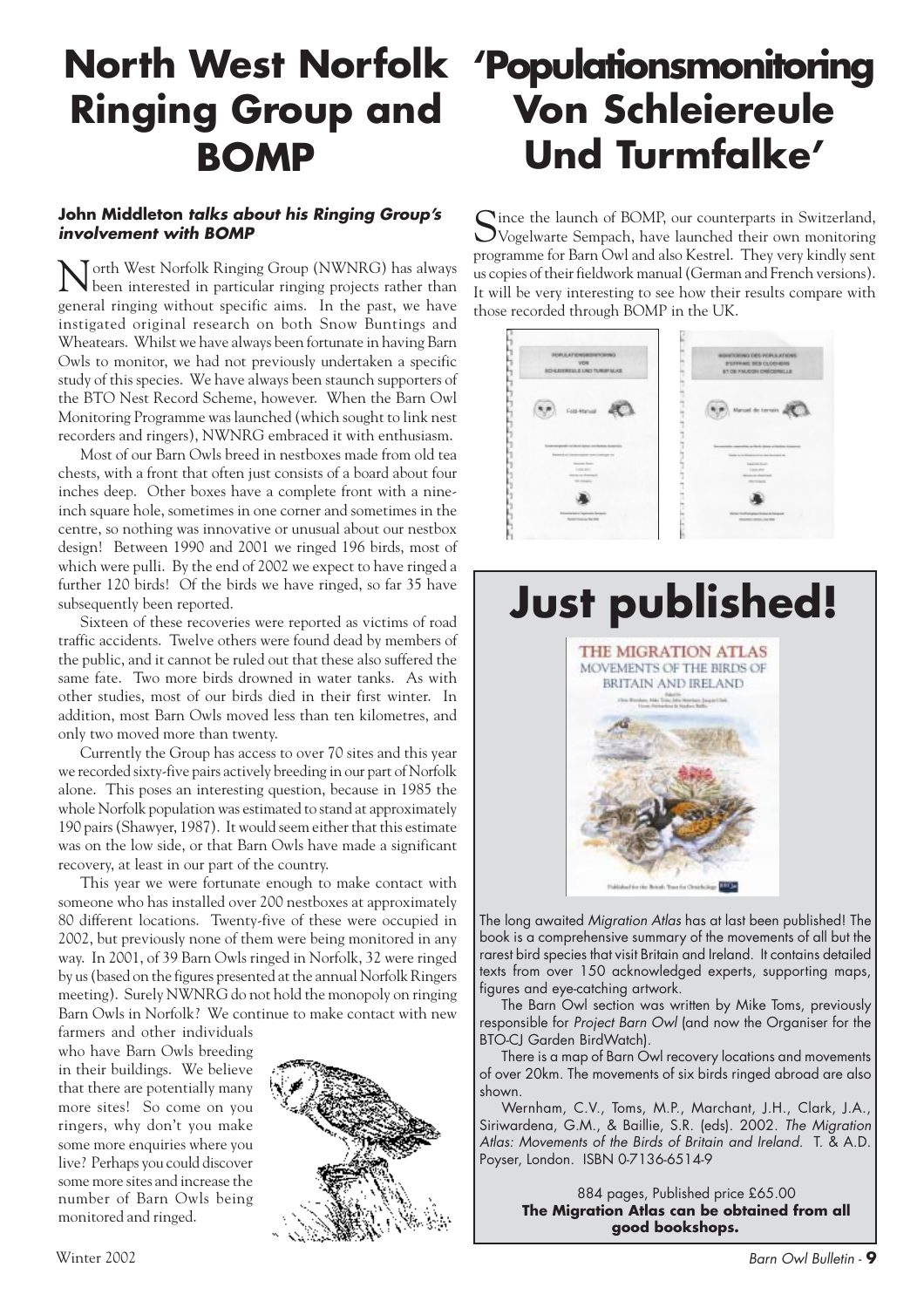# North West Norfolk Ringing Group and BOMP

**John Middleton *talks about his Ringing Group's involvement with BOMP***

North West Norfolk Ringing Group (NWNRG) has always been interested in particular ringing projects rather than general ringing without specific aims. In the past, we have instigated original research on both Snow Buntings and Wheatears. Whilst we have always been fortunate in having Barn Owls to monitor, we had not previously undertaken a specific study of this species. We have always been staunch supporters of the BTO Nest Record Scheme, however. When the Barn Owl Monitoring Programme was launched (which sought to link nest recorders and ringers), NWNRG embraced it with enthusiasm.

Most of our Barn Owls breed in nestboxes made from old tea chests, with a front that often just consists of a board about four inches deep. Other boxes have a complete front with a nine-inch square hole, sometimes in one corner and sometimes in the centre, so nothing was innovative or unusual about our nestbox design! Between 1990 and 2001 we ringed 196 birds, most of which were pulli. By the end of 2002 we expect to have ringed a further 120 birds! Of the birds we have ringed, so far 35 have subsequently been reported.

Sixteen of these recoveries were reported as victims of road traffic accidents. Twelve others were found dead by members of the public, and it cannot be ruled out that these also suffered the same fate. Two more birds drowned in water tanks. As with other studies, most of our birds died in their first winter. In addition, most Barn Owls moved less than ten kilometres, and only two moved more than twenty.

Currently the Group has access to over 70 sites and this year we recorded sixty-five pairs actively breeding in our part of Norfolk alone. This poses an interesting question, because in 1985 the whole Norfolk population was estimated to stand at approximately 190 pairs (Shawyer, 1987). It would seem either that this estimate was on the low side, or that Barn Owls have made a significant recovery, at least in our part of the country.

This year we were fortunate enough to make contact with someone who has installed over 200 nestboxes at approximately 80 different locations. Twenty-five of these were occupied in 2002, but previously none of them were being monitored in any way. In 2001, of 39 Barn Owls ringed in Norfolk, 32 were ringed by us (based on the figures presented at the annual Norfolk Ringers meeting). Surely NWNRG do not hold the monopoly on ringing Barn Owls in Norfolk? We continue to make contact with new farmers and other individuals who have Barn Owls breeding in their buildings. We believe that there are potentially many more sites! So come on you ringers, why don't you make some more enquiries where you live? Perhaps you could discover some more sites and increase the number of Barn Owls being monitored and ringed.

# 'Populationsmonitoring Von Schleiereule Und Turmfalke'

Since the launch of BOMP, our counterparts in Switzerland, Vogelwarte Sempach, have launched their own monitoring programme for Barn Owl and also Kestrel. They very kindly sent us copies of their fieldwork manual (German and French versions). It will be very interesting to see how their results compare with those recorded through BOMP in the UK.

# Just published!

The long awaited *Migration Atlas* has at last been published! The book is a comprehensive summary of the movements of all but the rarest bird species that visit Britain and Ireland. It contains detailed texts from over 150 acknowledged experts, supporting maps, figures and eye-catching artwork.

The Barn Owl section was written by Mike Toms, previously responsible for *Project Barn Owl* (and now the Organiser for the BTO-CJ Garden BirdWatch).

There is a map of Barn Owl recovery locations and movements of over 20km. The movements of six birds ringed abroad are also shown.

Wernham, C.V., Toms, M.P., Marchant, J.H., Clark, J.A., Siriwardena, G.M., & Baillie, S.R. (eds). 2002. *The Migration Atlas: Movements of the Birds of Britain and Ireland.* T. & A.D. Poyser, London. ISBN 0-7136-6514-9

884 pages, Published price £65.00

**The Migration Atlas can be obtained from all good bookshops.**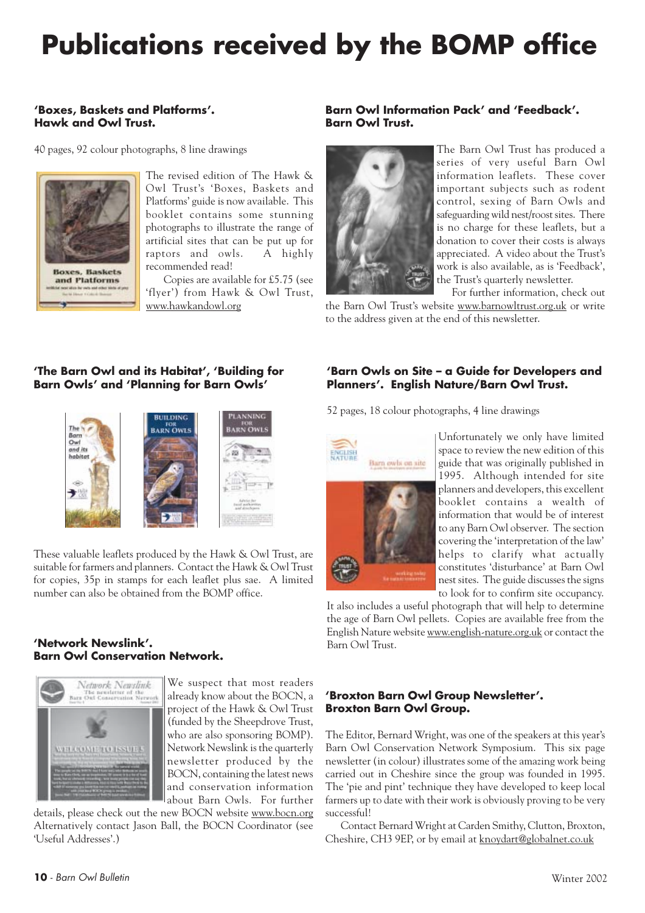# Publications received by the BOMP office

**'Boxes, Baskets and Platforms'. Hawk and Owl Trust.**

40 pages, 92 colour photographs, 8 line drawings

The revised edition of The Hawk & Owl Trust's 'Boxes, Baskets and Platforms' guide is now available. This booklet contains some stunning photographs to illustrate the range of artificial sites that can be put up for raptors and owls. A highly recommended read!

Copies are available for £5.75 (see 'flyer') from Hawk & Owl Trust, www.hawkandowl.org

**'The Barn Owl and its Habitat', 'Building for Barn Owls' and 'Planning for Barn Owls'**

These valuable leaflets produced by the Hawk & Owl Trust, are suitable for farmers and planners. Contact the Hawk & Owl Trust for copies, 35p in stamps for each leaflet plus sae. A limited number can also be obtained from the BOMP office.

**'Network Newslink'. Barn Owl Conservation Network.**

We suspect that most readers already know about the BOCN, a project of the Hawk & Owl Trust (funded by the Sheepdrove Trust, who are also sponsoring BOMP). Network Newslink is the quarterly newsletter produced by the BOCN, containing the latest news and conservation information about Barn Owls. For further details, please check out the new BOCN website www.bocn.org Alternatively contact Jason Ball, the BOCN Coordinator (see 'Useful Addresses'.)

**Barn Owl Information Pack' and 'Feedback'. Barn Owl Trust.**

The Barn Owl Trust has produced a series of very useful Barn Owl information leaflets. These cover important subjects such as rodent control, sexing of Barn Owls and safeguarding wild nest/roost sites. There is no charge for these leaflets, but a donation to cover their costs is always appreciated. A video about the Trust's work is also available, as is 'Feedback', the Trust's quarterly newsletter.

For further information, check out the Barn Owl Trust's website www.barnowltrust.org.uk or write to the address given at the end of this newsletter.

**'Barn Owls on Site – a Guide for Developers and Planners'. English Nature/Barn Owl Trust.**

52 pages, 18 colour photographs, 4 line drawings

Unfortunately we only have limited space to review the new edition of this guide that was originally published in 1995. Although intended for site planners and developers, this excellent booklet contains a wealth of information that would be of interest to any Barn Owl observer. The section covering the 'interpretation of the law' helps to clarify what actually constitutes 'disturbance' at Barn Owl nest sites. The guide discusses the signs to look for to confirm site occupancy. It also includes a useful photograph that will help to determine the age of Barn Owl pellets. Copies are available free from the English Nature website www.english-nature.org.uk or contact the Barn Owl Trust.

**'Broxton Barn Owl Group Newsletter'. Broxton Barn Owl Group.**

The Editor, Bernard Wright, was one of the speakers at this year's Barn Owl Conservation Network Symposium. This six page newsletter (in colour) illustrates some of the amazing work being carried out in Cheshire since the group was founded in 1995. The 'pie and pint' technique they have developed to keep local farmers up to date with their work is obviously proving to be very successful!

Contact Bernard Wright at Carden Smithy, Clutton, Broxton, Cheshire, CH3 9EP, or by email at knoydart@globalnet.co.uk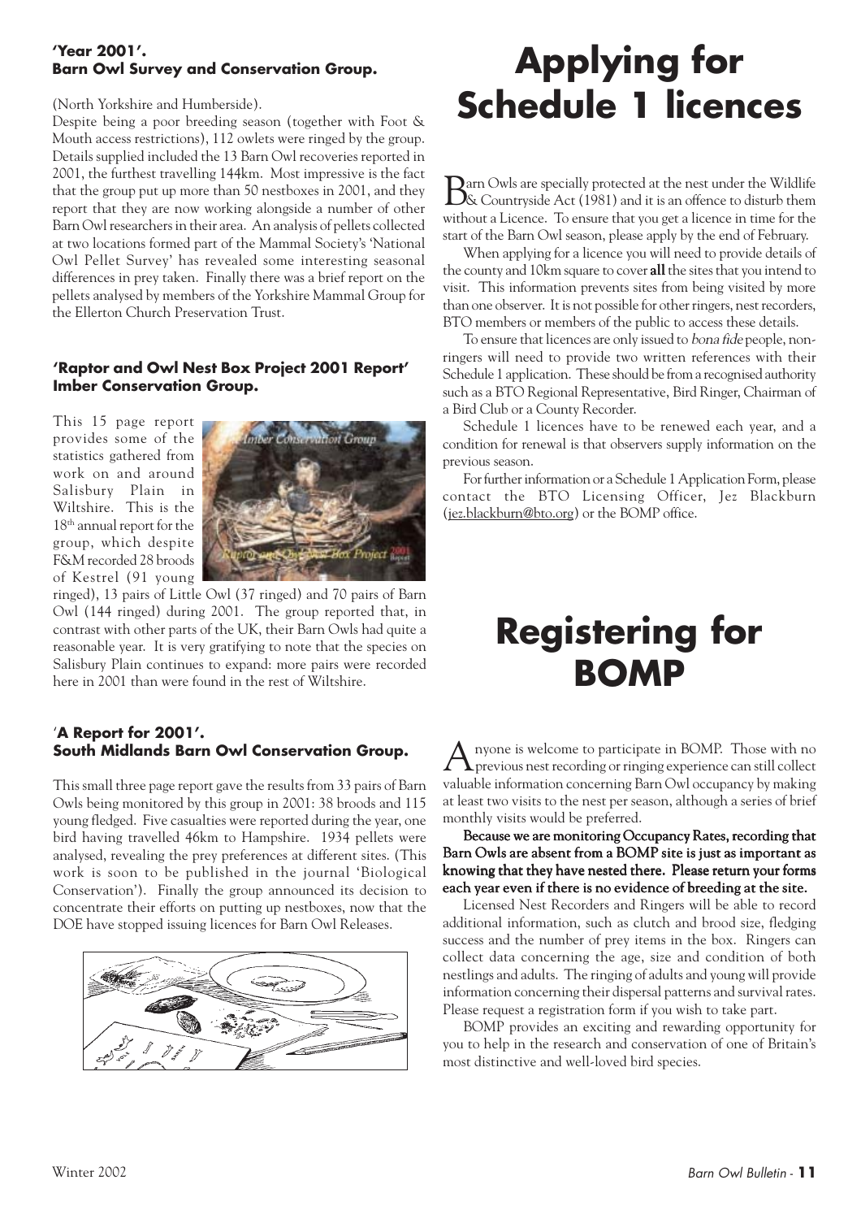**'Year 2001'.**
**Barn Owl Survey and Conservation Group.**

(North Yorkshire and Humberside).

Despite being a poor breeding season (together with Foot & Mouth access restrictions), 112 owlets were ringed by the group. Details supplied included the 13 Barn Owl recoveries reported in 2001, the furthest travelling 144km. Most impressive is the fact that the group put up more than 50 nestboxes in 2001, and they report that they are now working alongside a number of other Barn Owl researchers in their area. An analysis of pellets collected at two locations formed part of the Mammal Society's 'National Owl Pellet Survey' has revealed some interesting seasonal differences in prey taken. Finally there was a brief report on the pellets analysed by members of the Yorkshire Mammal Group for the Ellerton Church Preservation Trust.

**'Raptor and Owl Nest Box Project 2001 Report'**
**Imber Conservation Group.**

This 15 page report provides some of the statistics gathered from work on and around Salisbury Plain in Wiltshire. This is the 18th annual report for the group, which despite F&M recorded 28 broods of Kestrel (91 young ringed), 13 pairs of Little Owl (37 ringed) and 70 pairs of Barn Owl (144 ringed) during 2001. The group reported that, in contrast with other parts of the UK, their Barn Owls had quite a reasonable year. It is very gratifying to note that the species on Salisbury Plain continues to expand: more pairs were recorded here in 2001 than were found in the rest of Wiltshire.

**'A Report for 2001'.**
**South Midlands Barn Owl Conservation Group.**

This small three page report gave the results from 33 pairs of Barn Owls being monitored by this group in 2001: 38 broods and 115 young fledged. Five casualties were reported during the year, one bird having travelled 46km to Hampshire. 1934 pellets were analysed, revealing the prey preferences at different sites. (This work is soon to be published in the journal 'Biological Conservation'). Finally the group announced its decision to concentrate their efforts on putting up nestboxes, now that the DOE have stopped issuing licences for Barn Owl Releases.

# Applying for Schedule 1 licences

Barn Owls are specially protected at the nest under the Wildlife & Countryside Act (1981) and it is an offence to disturb them without a Licence. To ensure that you get a licence in time for the start of the Barn Owl season, please apply by the end of February.

When applying for a licence you will need to provide details of the county and 10km square to cover **all** the sites that you intend to visit. This information prevents sites from being visited by more than one observer. It is not possible for other ringers, nest recorders, BTO members or members of the public to access these details.

To ensure that licences are only issued to *bona fide* people, non-ringers will need to provide two written references with their Schedule 1 application. These should be from a recognised authority such as a BTO Regional Representative, Bird Ringer, Chairman of a Bird Club or a County Recorder.

Schedule 1 licences have to be renewed each year, and a condition for renewal is that observers supply information on the previous season.

For further information or a Schedule 1 Application Form, please contact the BTO Licensing Officer, Jez Blackburn (jez.blackburn@bto.org) or the BOMP office.

# Registering for BOMP

Anyone is welcome to participate in BOMP. Those with no previous nest recording or ringing experience can still collect valuable information concerning Barn Owl occupancy by making at least two visits to the nest per season, although a series of brief monthly visits would be preferred.

**Because we are monitoring Occupancy Rates, recording that Barn Owls are absent from a BOMP site is just as important as knowing that they have nested there. Please return your forms each year even if there is no evidence of breeding at the site.**

Licensed Nest Recorders and Ringers will be able to record additional information, such as clutch and brood size, fledging success and the number of prey items in the box. Ringers can collect data concerning the age, size and condition of both nestlings and adults. The ringing of adults and young will provide information concerning their dispersal patterns and survival rates. Please request a registration form if you wish to take part.

BOMP provides an exciting and rewarding opportunity for you to help in the research and conservation of one of Britain's most distinctive and well-loved bird species.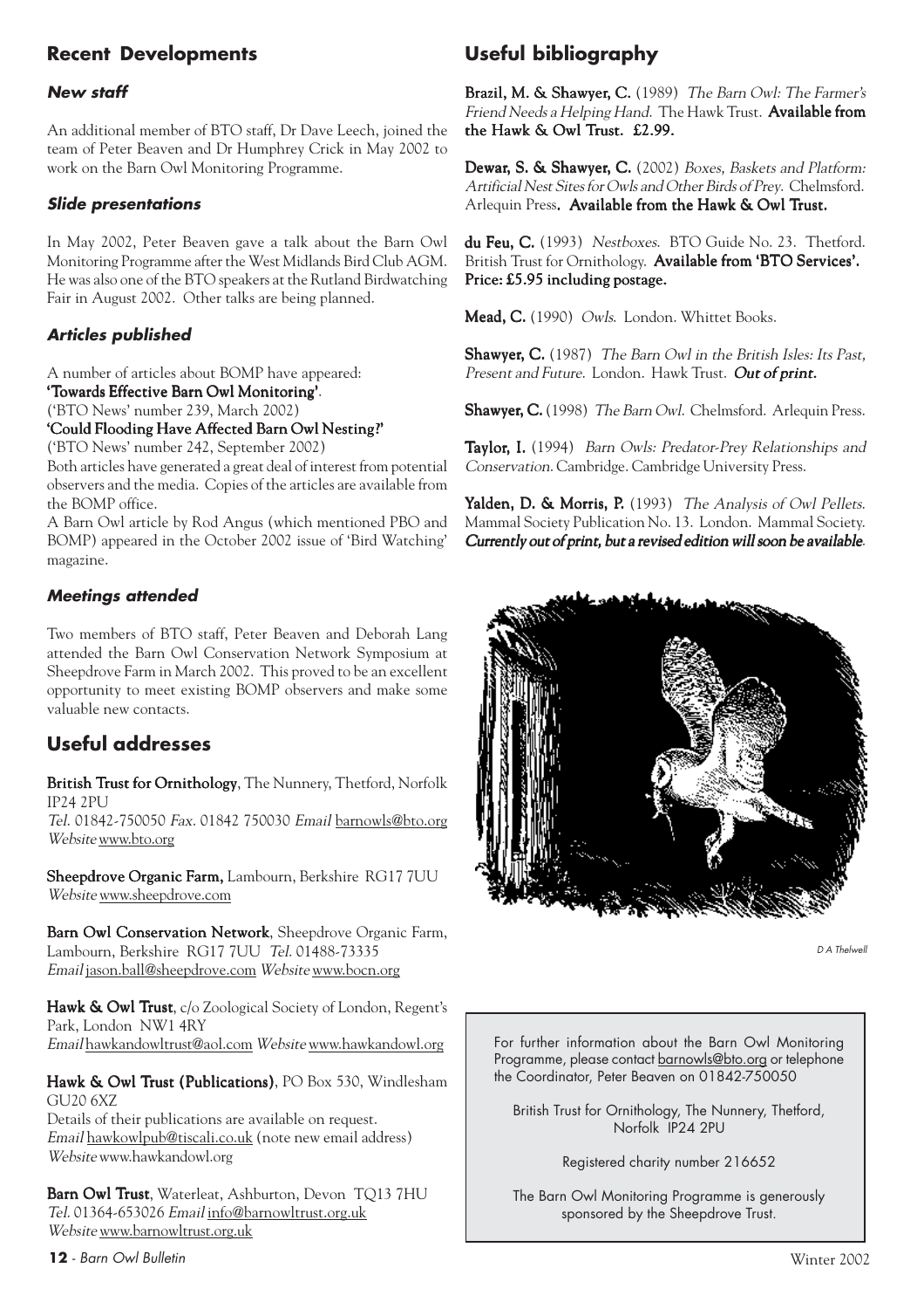## Recent Developments

### *New staff*

An additional member of BTO staff, Dr Dave Leech, joined the team of Peter Beaven and Dr Humphrey Crick in May 2002 to work on the Barn Owl Monitoring Programme.

### *Slide presentations*

In May 2002, Peter Beaven gave a talk about the Barn Owl Monitoring Programme after the West Midlands Bird Club AGM. He was also one of the BTO speakers at the Rutland Birdwatching Fair in August 2002. Other talks are being planned.

### *Articles published*

A number of articles about BOMP have appeared:

**'Towards Effective Barn Owl Monitoring'**.
('BTO News' number 239, March 2002)

**'Could Flooding Have Affected Barn Owl Nesting?'**
('BTO News' number 242, September 2002)

Both articles have generated a great deal of interest from potential observers and the media. Copies of the articles are available from the BOMP office.

A Barn Owl article by Rod Angus (which mentioned PBO and BOMP) appeared in the October 2002 issue of 'Bird Watching' magazine.

### *Meetings attended*

Two members of BTO staff, Peter Beaven and Deborah Lang attended the Barn Owl Conservation Network Symposium at Sheepdrove Farm in March 2002. This proved to be an excellent opportunity to meet existing BOMP observers and make some valuable new contacts.

## Useful addresses

**British Trust for Ornithology**, The Nunnery, Thetford, Norfolk IP24 2PU
*Tel.* 01842-750050 *Fax.* 01842 750030 *Email* barnowls@bto.org
*Website* www.bto.org

**Sheepdrove Organic Farm,** Lambourn, Berkshire RG17 7UU
*Website* www.sheepdrove.com

**Barn Owl Conservation Network**, Sheepdrove Organic Farm, Lambourn, Berkshire RG17 7UU *Tel.* 01488-73335
*Email* jason.ball@sheepdrove.com *Website* www.bocn.org

**Hawk & Owl Trust**, c/o Zoological Society of London, Regent's Park, London NW1 4RY
*Email* hawkandowltrust@aol.com *Website* www.hawkandowl.org

**Hawk & Owl Trust (Publications)**, PO Box 530, Windlesham GU20 6XZ
Details of their publications are available on request.
*Email* hawkowlpub@tiscali.co.uk (note new email address)
*Website* www.hawkandowl.org

**Barn Owl Trust**, Waterleat, Ashburton, Devon TQ13 7HU
*Tel.* 01364-653026 *Email* info@barnowltrust.org.uk
*Website* www.barnowltrust.org.uk

## Useful bibliography

**Brazil, M. & Shawyer, C.** (1989) *The Barn Owl: The Farmer's Friend Needs a Helping Hand.* The Hawk Trust. **Available from the Hawk & Owl Trust. £2.99.**

**Dewar, S. & Shawyer, C.** (2002) *Boxes, Baskets and Platform: Artificial Nest Sites for Owls and Other Birds of Prey.* Chelmsford. Arlequin Press**. Available from the Hawk & Owl Trust.**

**du Feu, C.** (1993) *Nestboxes.* BTO Guide No. 23. Thetford. British Trust for Ornithology. **Available from 'BTO Services'. Price: £5.95 including postage.**

**Mead, C.** (1990) *Owls.* London. Whittet Books.

**Shawyer, C.** (1987) *The Barn Owl in the British Isles: Its Past, Present and Future.* London. Hawk Trust. ***Out of print.***

**Shawyer, C.** (1998) *The Barn Owl.* Chelmsford. Arlequin Press.

**Taylor, I.** (1994) *Barn Owls: Predator-Prey Relationships and Conservation.* Cambridge. Cambridge University Press.

**Yalden, D. & Morris, P.** (1993) *The Analysis of Owl Pellets.* Mammal Society Publication No. 13. London. Mammal Society. ***Currently out of print, but a revised edition will soon be available.***

D A Thelwell

For further information about the Barn Owl Monitoring Programme, please contact barnowls@bto.org or telephone the Coordinator, Peter Beaven on 01842-750050

British Trust for Ornithology, The Nunnery, Thetford, Norfolk IP24 2PU

Registered charity number 216652

The Barn Owl Monitoring Programme is generously sponsored by the Sheepdrove Trust.